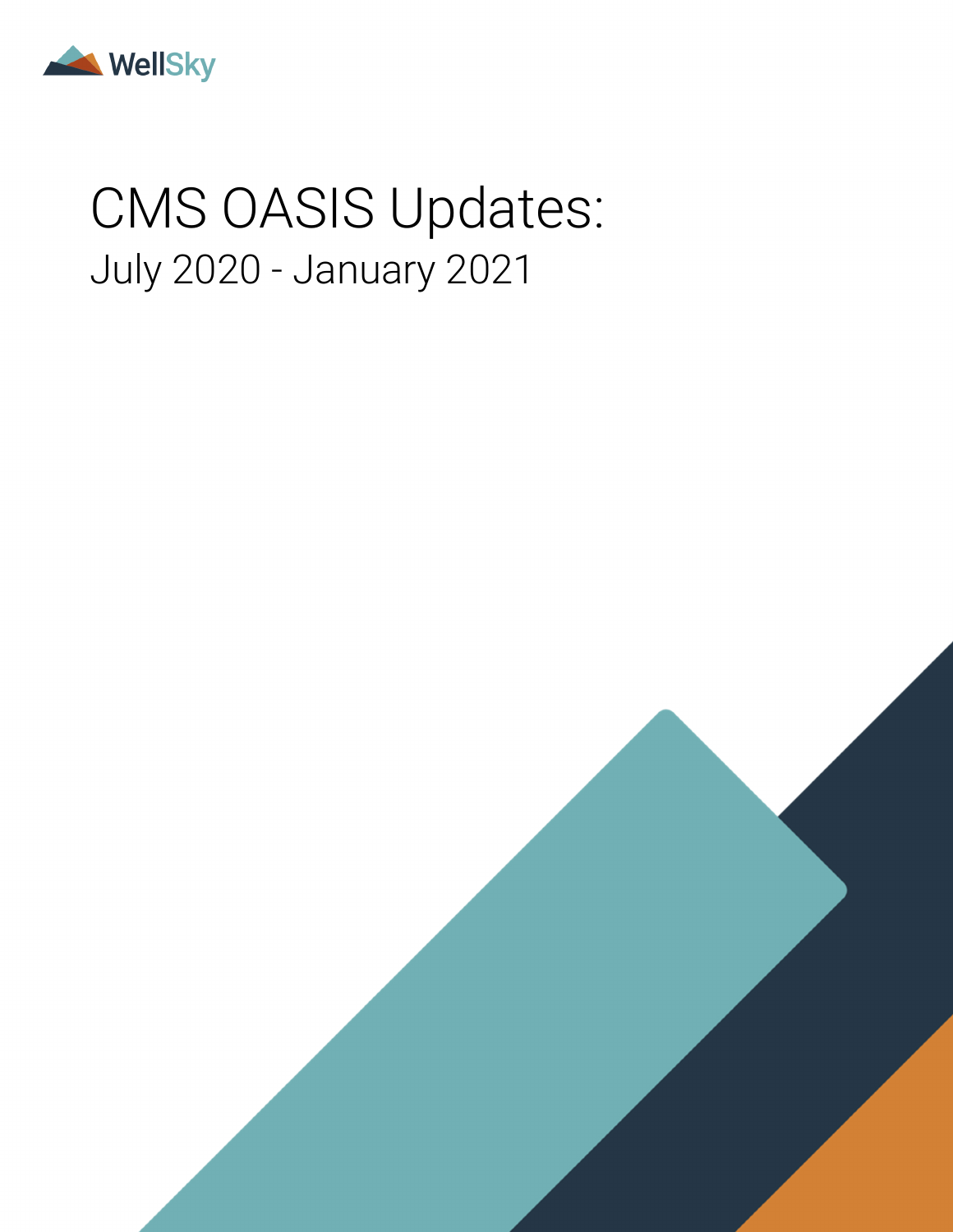WellSky

# CMS OASIS Updates:

## July 2020 - January 2021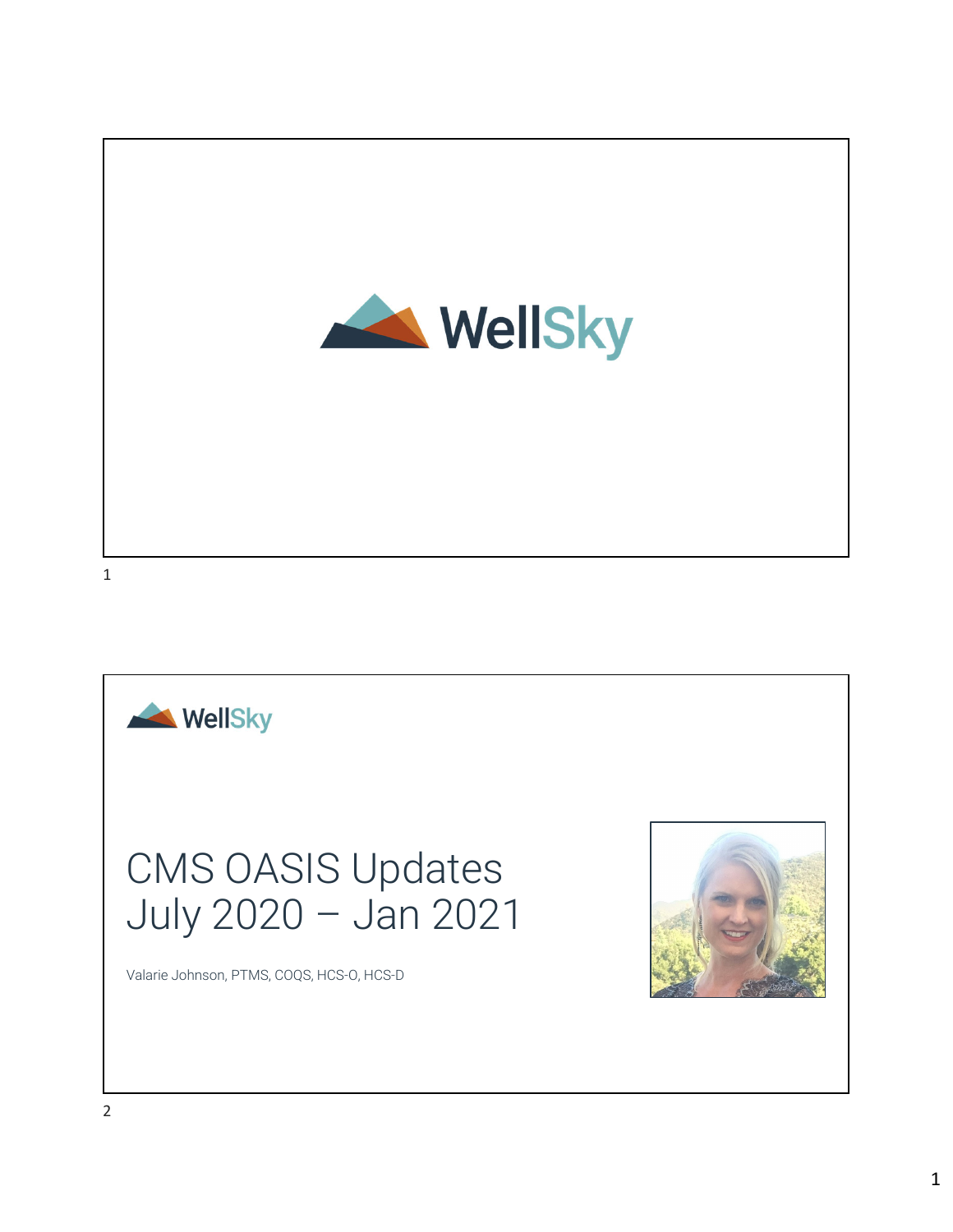WellSky

WellSky

# CMS OASIS Updates July 2020 – Jan 2021

Valarie Johnson, PTMS, COQS, HCS-O, HCS-D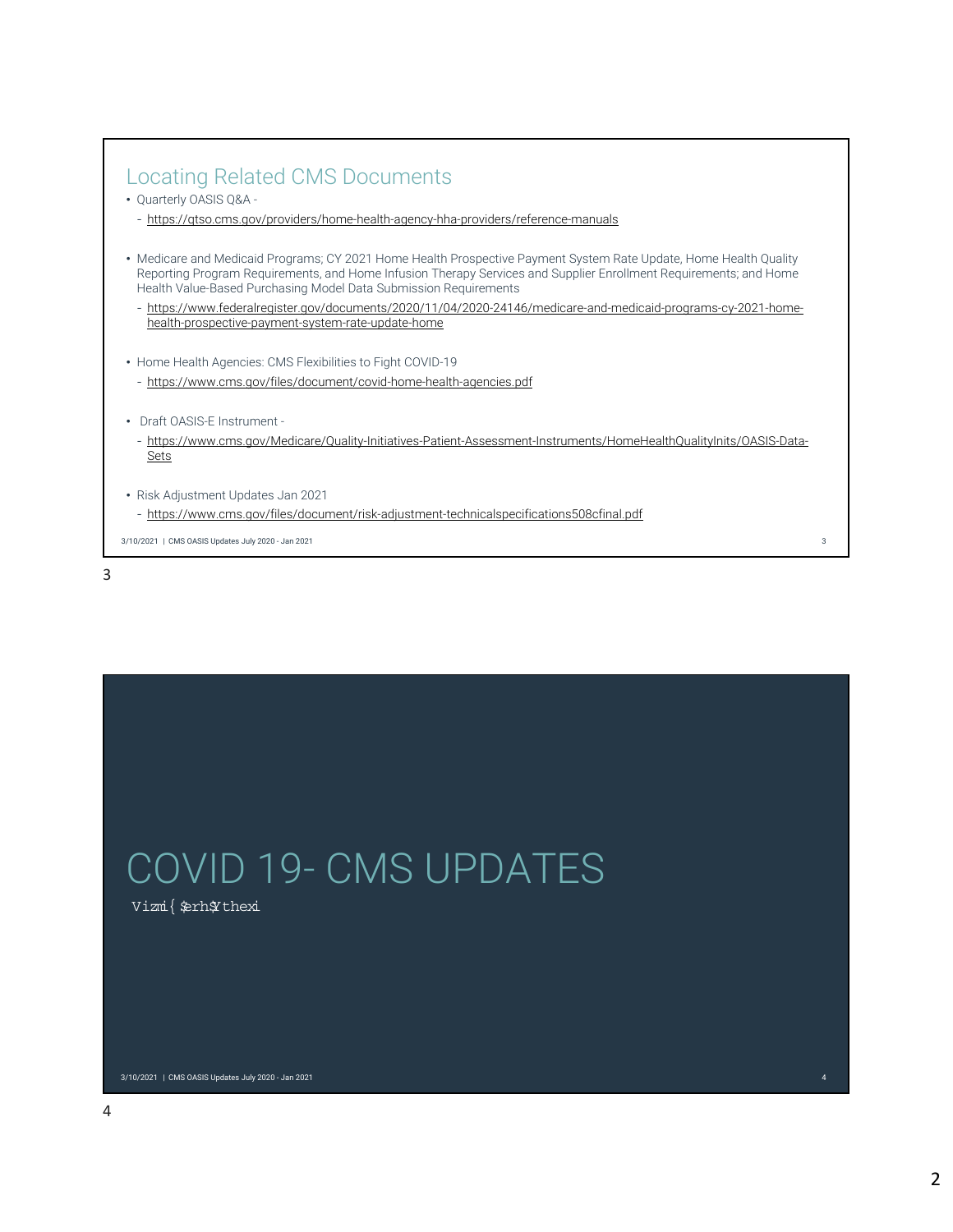## Locating Related CMS Documents

- Quarterly OASIS Q&A -
  - https://qtso.cms.gov/providers/home-health-agency-hha-providers/reference-manuals
- Medicare and Medicaid Programs; CY 2021 Home Health Prospective Payment System Rate Update, Home Health Quality Reporting Program Requirements, and Home Infusion Therapy Services and Supplier Enrollment Requirements; and Home Health Value-Based Purchasing Model Data Submission Requirements
  - https://www.federalregister.gov/documents/2020/11/04/2020-24146/medicare-and-medicaid-programs-cy-2021-home-health-prospective-payment-system-rate-update-home
- Home Health Agencies: CMS Flexibilities to Fight COVID-19
  - https://www.cms.gov/files/document/covid-home-health-agencies.pdf
- Draft OASIS-E Instrument -
  - https://www.cms.gov/Medicare/Quality-Initiatives-Patient-Assessment-Instruments/HomeHealthQualityInits/OASIS-Data-Sets
- Risk Adjustment Updates Jan 2021
  - https://www.cms.gov/files/document/risk-adjustment-technicalspecifications508cfinal.pdf

# COVID 19- CMS UPDATES

Vizmi{ $erh$Ythexi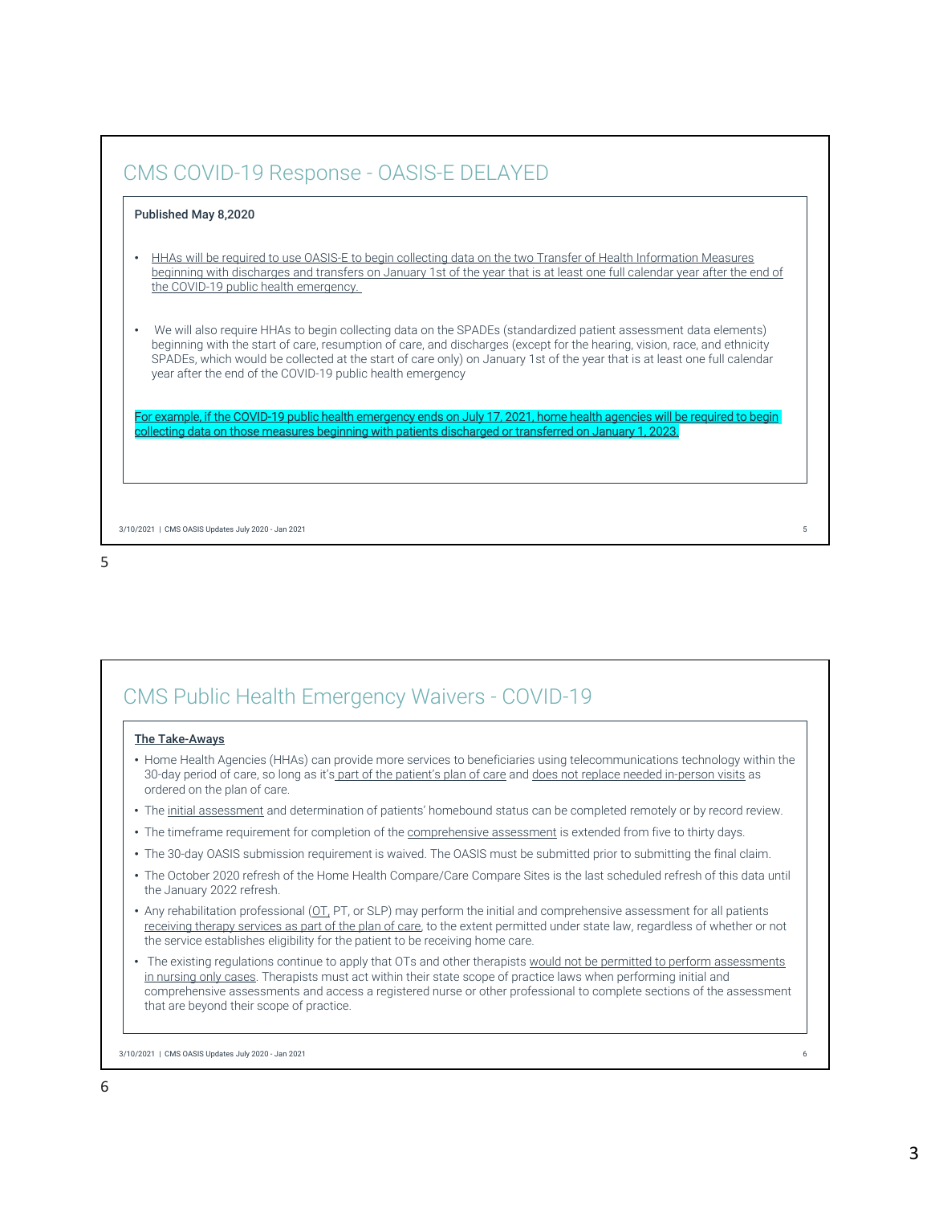## CMS COVID-19 Response - OASIS-E DELAYED

**Published May 8,2020**

- HHAs will be required to use OASIS-E to begin collecting data on the two Transfer of Health Information Measures beginning with discharges and transfers on January 1st of the year that is at least one full calendar year after the end of the COVID-19 public health emergency.

- We will also require HHAs to begin collecting data on the SPADEs (standardized patient assessment data elements) beginning with the start of care, resumption of care, and discharges (except for the hearing, vision, race, and ethnicity SPADEs, which would be collected at the start of care only) on January 1st of the year that is at least one full calendar year after the end of the COVID-19 public health emergency

For example, if the COVID-19 public health emergency ends on July 17, 2021, home health agencies will be required to begin collecting data on those measures beginning with patients discharged or transferred on January 1, 2023.

## CMS Public Health Emergency Waivers - COVID-19

**The Take-Aways**

- Home Health Agencies (HHAs) can provide more services to beneficiaries using telecommunications technology within the 30-day period of care, so long as it's part of the patient's plan of care and does not replace needed in-person visits as ordered on the plan of care.
- The initial assessment and determination of patients' homebound status can be completed remotely or by record review.
- The timeframe requirement for completion of the comprehensive assessment is extended from five to thirty days.
- The 30-day OASIS submission requirement is waived. The OASIS must be submitted prior to submitting the final claim.
- The October 2020 refresh of the Home Health Compare/Care Compare Sites is the last scheduled refresh of this data until the January 2022 refresh.
- Any rehabilitation professional (OT, PT, or SLP) may perform the initial and comprehensive assessment for all patients receiving therapy services as part of the plan of care, to the extent permitted under state law, regardless of whether or not the service establishes eligibility for the patient to be receiving home care.
- The existing regulations continue to apply that OTs and other therapists would not be permitted to perform assessments in nursing only cases. Therapists must act within their state scope of practice laws when performing initial and comprehensive assessments and access a registered nurse or other professional to complete sections of the assessment that are beyond their scope of practice.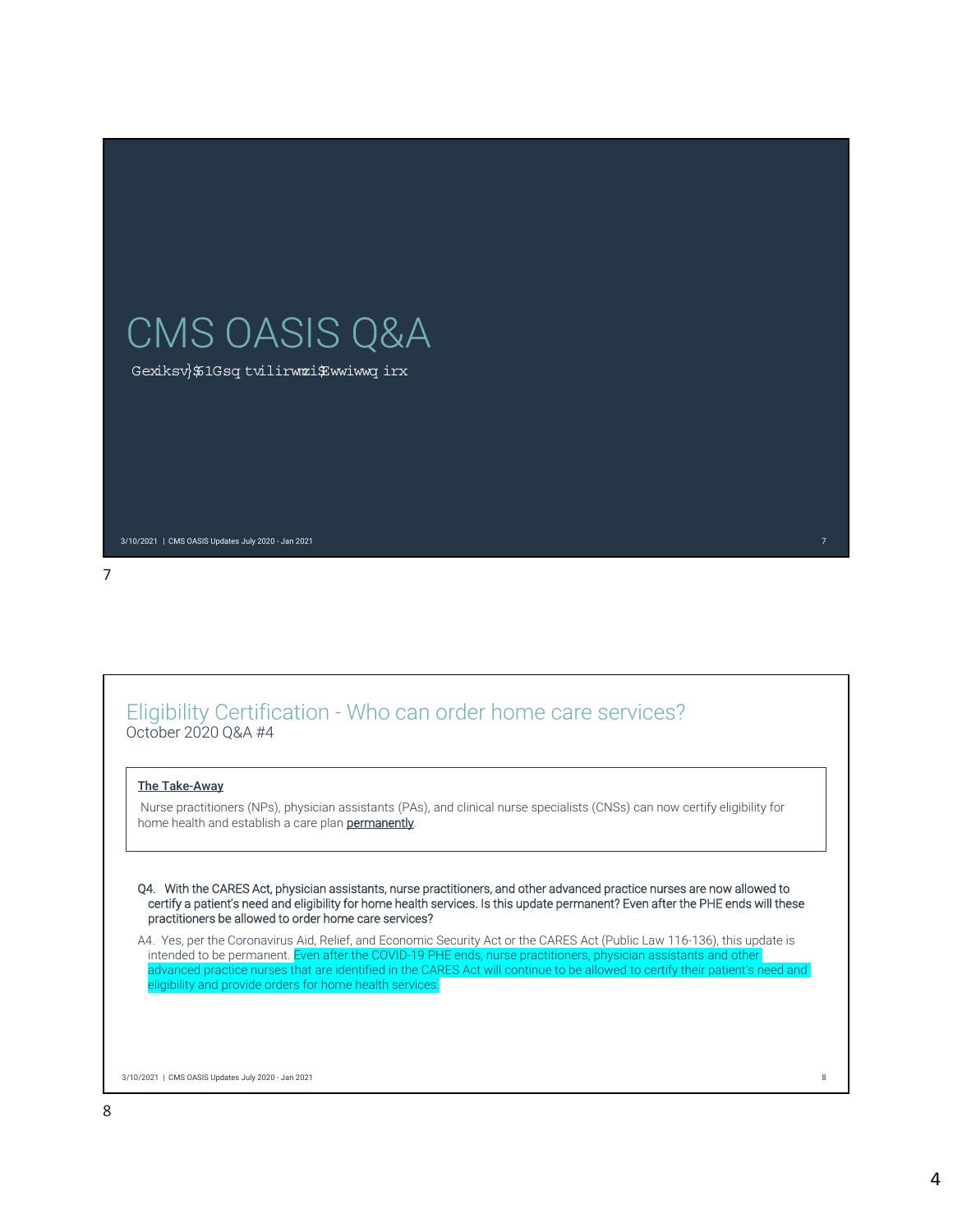# CMS OASIS Q&A

Gexiksv}$1Gsq tvilirwmzi$Ewwiwwq irx

## Eligibility Certification - Who can order home care services?

October 2020 Q&A #4

**The Take-Away**

Nurse practitioners (NPs), physician assistants (PAs), and clinical nurse specialists (CNSs) can now certify eligibility for home health and establish a care plan permanently.

Q4. With the CARES Act, physician assistants, nurse practitioners, and other advanced practice nurses are now allowed to certify a patient's need and eligibility for home health services. Is this update permanent? Even after the PHE ends will these practitioners be allowed to order home care services?

A4. Yes, per the Coronavirus Aid, Relief, and Economic Security Act or the CARES Act (Public Law 116-136), this update is intended to be permanent. Even after the COVID-19 PHE ends, nurse practitioners, physician assistants and other advanced practice nurses that are identified in the CARES Act will continue to be allowed to certify their patient's need and eligibility and provide orders for home health services.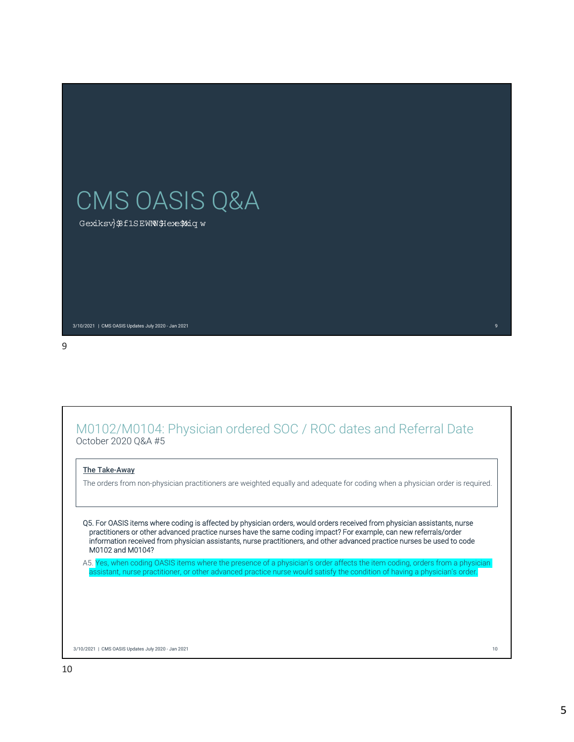# CMS OASIS Q&A

Gexiksv}$f1SEWNN$Hexe$Miq w

## M0102/M0104: Physician ordered SOC / ROC dates and Referral Date

October 2020 Q&A #5

**The Take-Away**

The orders from non-physician practitioners are weighted equally and adequate for coding when a physician order is required.

Q5. For OASIS items where coding is affected by physician orders, would orders received from physician assistants, nurse practitioners or other advanced practice nurses have the same coding impact? For example, can new referrals/order information received from physician assistants, nurse practitioners, and other advanced practice nurses be used to code M0102 and M0104?

A5. Yes, when coding OASIS items where the presence of a physician's order affects the item coding, orders from a physician assistant, nurse practitioner, or other advanced practice nurse would satisfy the condition of having a physician's order.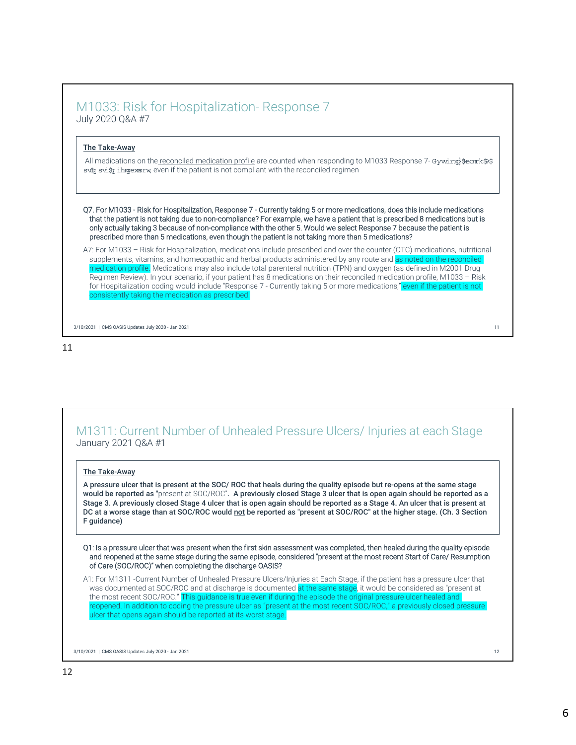## M1033: Risk for Hospitalization- Response 7

July 2020 Q&A #7

**The Take-Away**

All medications on the reconciled medication profile are counted when responding to M1033 Response 7- Gywirxp}$eork$9$ sv$q svi$q ihmgexmsrw, even if the patient is not compliant with the reconciled regimen

Q7. For M1033 - Risk for Hospitalization, Response 7 - Currently taking 5 or more medications, does this include medications that the patient is not taking due to non-compliance? For example, we have a patient that is prescribed 8 medications but is only actually taking 3 because of non-compliance with the other 5. Would we select Response 7 because the patient is prescribed more than 5 medications, even though the patient is not taking more than 5 medications?

A7: For M1033 – Risk for Hospitalization, medications include prescribed and over the counter (OTC) medications, nutritional supplements, vitamins, and homeopathic and herbal products administered by any route and as noted on the reconciled medication profile. Medications may also include total parenteral nutrition (TPN) and oxygen (as defined in M2001 Drug Regimen Review). In your scenario, if your patient has 8 medications on their reconciled medication profile, M1033 – Risk for Hospitalization coding would include "Response 7 - Currently taking 5 or more medications," even if the patient is not consistently taking the medication as prescribed.

## M1311: Current Number of Unhealed Pressure Ulcers/ Injuries at each Stage

January 2021 Q&A #1

**The Take-Away**

**A pressure ulcer that is present at the SOC/ ROC that heals during the quality episode but re-opens at the same stage would be reported as "present at SOC/ROC". A previously closed Stage 3 ulcer that is open again should be reported as a Stage 3. A previously closed Stage 4 ulcer that is open again should be reported as a Stage 4. An ulcer that is present at DC at a worse stage than at SOC/ROC would not be reported as "present at SOC/ROC" at the higher stage. (Ch. 3 Section F guidance)**

Q1: Is a pressure ulcer that was present when the first skin assessment was completed, then healed during the quality episode and reopened at the same stage during the same episode, considered "present at the most recent Start of Care/ Resumption of Care (SOC/ROC)" when completing the discharge OASIS?

A1: For M1311 -Current Number of Unhealed Pressure Ulcers/Injuries at Each Stage, if the patient has a pressure ulcer that was documented at SOC/ROC and at discharge is documented at the same stage, it would be considered as "present at the most recent SOC/ROC." This guidance is true even if during the episode the original pressure ulcer healed and reopened. In addition to coding the pressure ulcer as "present at the most recent SOC/ROC," a previously closed pressure ulcer that opens again should be reported at its worst stage.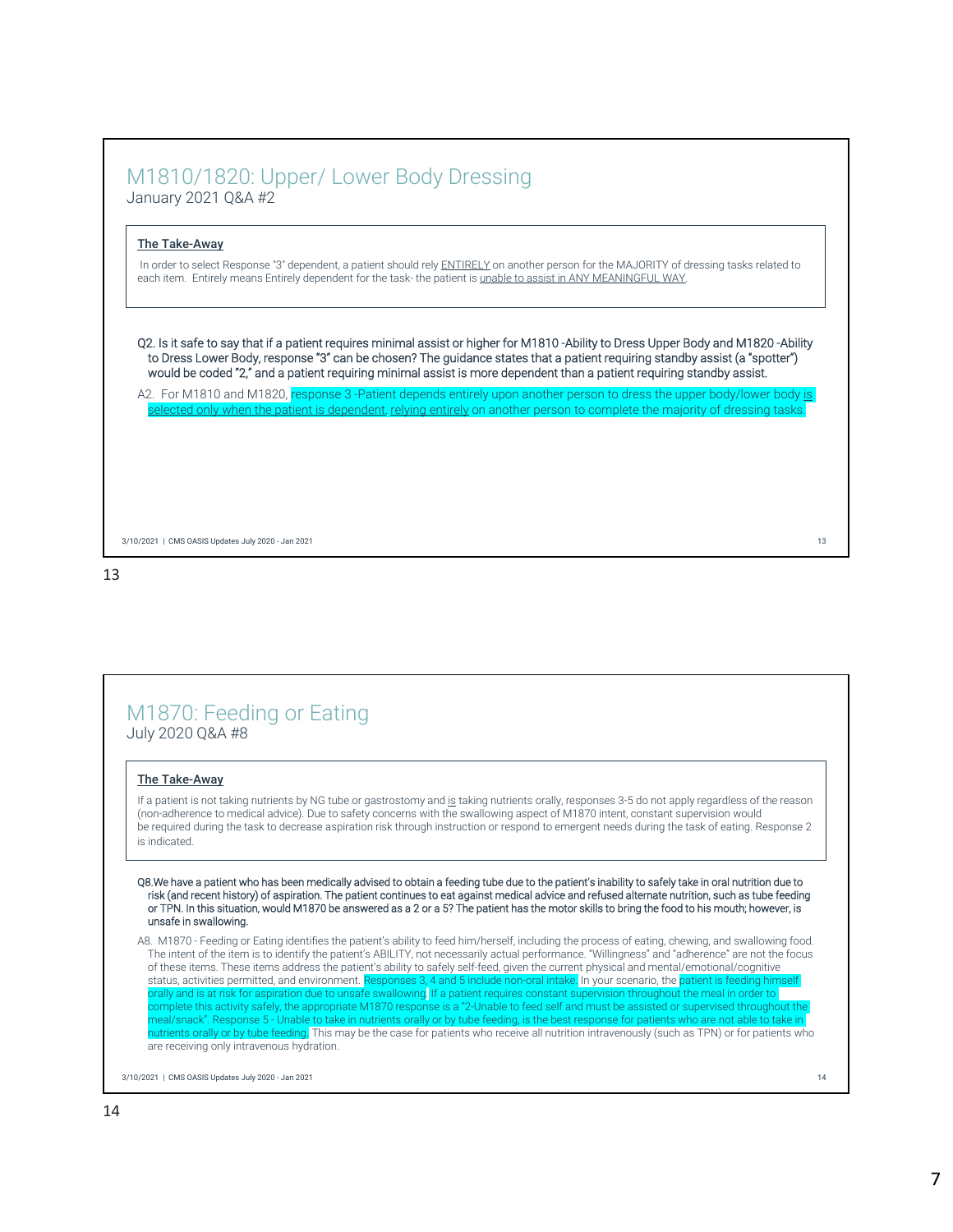## M1810/1820: Upper/ Lower Body Dressing

January 2021 Q&A #2

**The Take-Away**

In order to select Response "3" dependent, a patient should rely ENTIRELY on another person for the MAJORITY of dressing tasks related to each item. Entirely means Entirely dependent for the task- the patient is unable to assist in ANY MEANINGFUL WAY.

**Q2. Is it safe to say that if a patient requires minimal assist or higher for M1810 -Ability to Dress Upper Body and M1820 -Ability to Dress Lower Body, response "3" can be chosen? The guidance states that a patient requiring standby assist (a "spotter") would be coded "2," and a patient requiring minimal assist is more dependent than a patient requiring standby assist.**

A2. For M1810 and M1820, response 3 -Patient depends entirely upon another person to dress the upper body/lower body is selected only when the patient is dependent, relying entirely on another person to complete the majority of dressing tasks.

## M1870: Feeding or Eating

July 2020 Q&A #8

**The Take-Away**

If a patient is not taking nutrients by NG tube or gastrostomy and is taking nutrients orally, responses 3-5 do not apply regardless of the reason (non-adherence to medical advice). Due to safety concerns with the swallowing aspect of M1870 intent, constant supervision would be required during the task to decrease aspiration risk through instruction or respond to emergent needs during the task of eating. Response 2 is indicated.

**Q8. We have a patient who has been medically advised to obtain a feeding tube due to the patient's inability to safely take in oral nutrition due to risk (and recent history) of aspiration. The patient continues to eat against medical advice and refused alternate nutrition, such as tube feeding or TPN. In this situation, would M1870 be answered as a 2 or a 5? The patient has the motor skills to bring the food to his mouth; however, is unsafe in swallowing.**

A8. M1870 - Feeding or Eating identifies the patient's ability to feed him/herself, including the process of eating, chewing, and swallowing food. The intent of the item is to identify the patient's ABILITY, not necessarily actual performance. "Willingness" and "adherence" are not the focus of these items. These items address the patient's ability to safely self-feed, given the current physical and mental/emotional/cognitive status, activities permitted, and environment. Responses 3, 4 and 5 include non-oral intake. In your scenario, the patient is feeding himself orally and is at risk for aspiration due to unsafe swallowing. If a patient requires constant supervision throughout the meal in order to complete this activity safely, the appropriate M1870 response is a "2-Unable to feed self and must be assisted or supervised throughout the meal/snack". Response 5 - Unable to take in nutrients orally or by tube feeding, is the best response for patients who are not able to take in nutrients orally or by tube feeding. This may be the case for patients who receive all nutrition intravenously (such as TPN) or for patients who are receiving only intravenous hydration.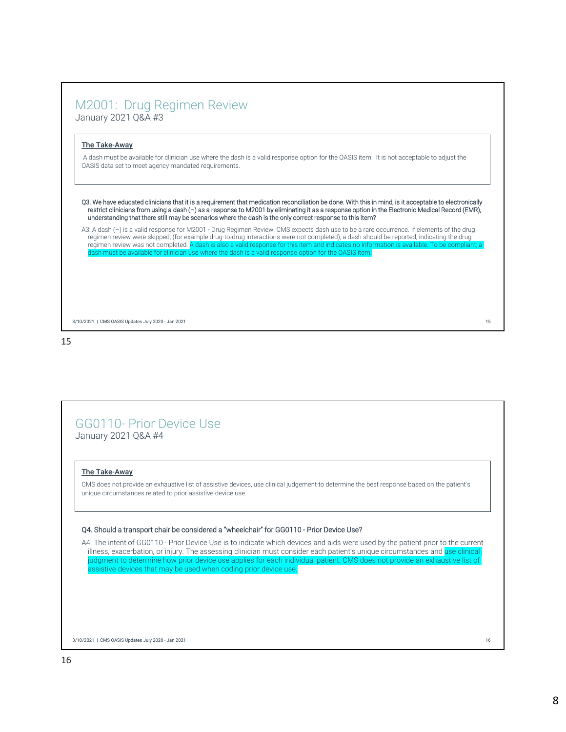## M2001: Drug Regimen Review

January 2021 Q&A #3

**The Take-Away**

A dash must be available for clinician use where the dash is a valid response option for the OASIS item. It is not acceptable to adjust the OASIS data set to meet agency mandated requirements.

Q3. We have educated clinicians that it is a requirement that medication reconciliation be done. With this in mind, is it acceptable to electronically restrict clinicians from using a dash (–) as a response to M2001 by eliminating it as a response option in the Electronic Medical Record (EMR), understanding that there still may be scenarios where the dash is the only correct response to this item?

A3: A dash (–) is a valid response for M2001 - Drug Regimen Review. CMS expects dash use to be a rare occurrence. If elements of the drug regimen review were skipped, (for example drug-to-drug interactions were not completed), a dash should be reported, indicating the drug regimen review was not completed. A dash is also a valid response for this item and indicates no information is available. To be compliant, a dash must be available for clinician use where the dash is a valid response option for the OASIS item.

## GG0110- Prior Device Use

January 2021 Q&A #4

**The Take-Away**

CMS does not provide an exhaustive list of assistive devices, use clinical judgement to determine the best response based on the patient's unique circumstances related to prior assistive device use.

Q4. Should a transport chair be considered a "wheelchair" for GG0110 - Prior Device Use?

A4. The intent of GG0110 - Prior Device Use is to indicate which devices and aids were used by the patient prior to the current illness, exacerbation, or injury. The assessing clinician must consider each patient's unique circumstances and use clinical judgment to determine how prior device use applies for each individual patient. CMS does not provide an exhaustive list of assistive devices that may be used when coding prior device use.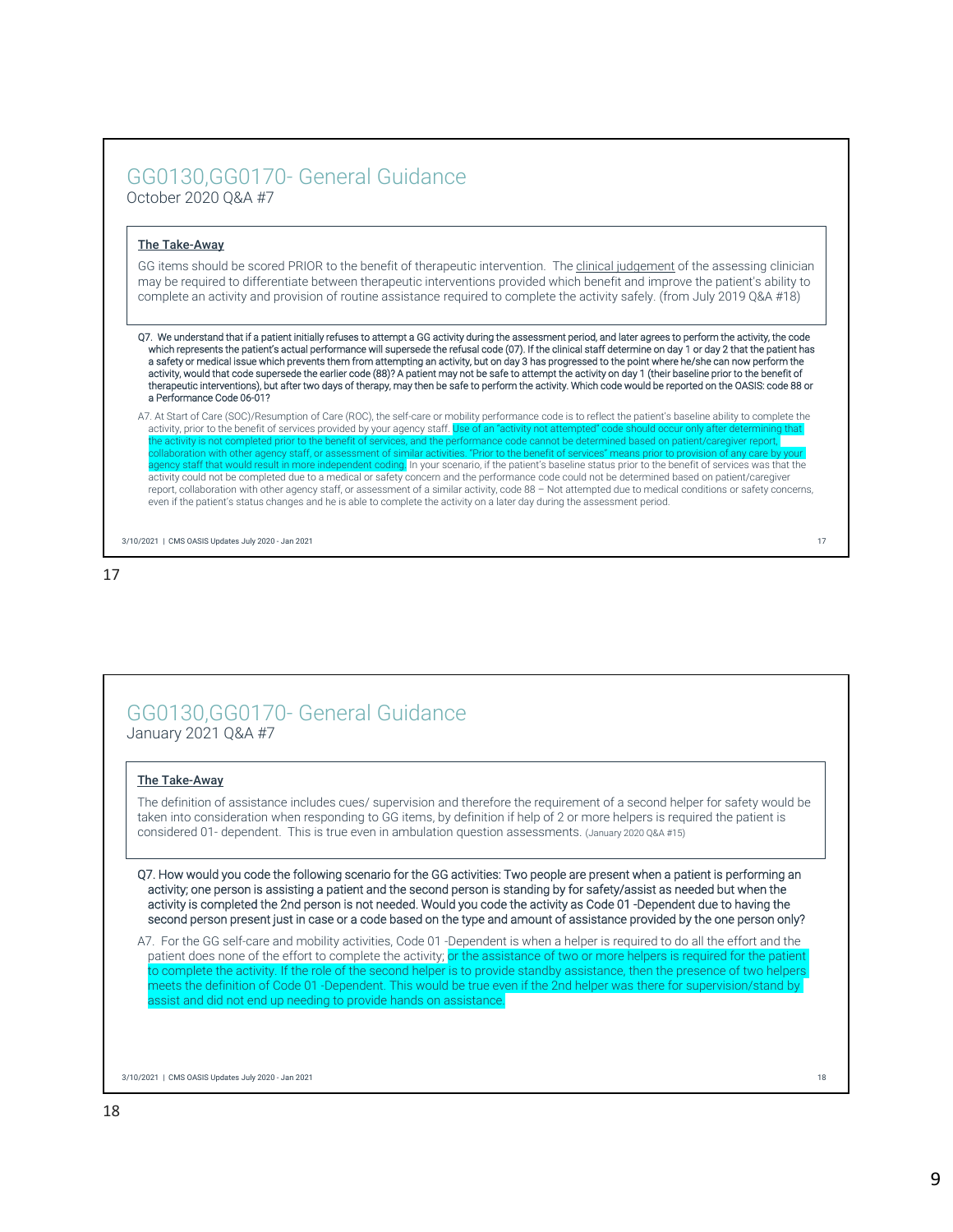## GG0130,GG0170- General Guidance

October 2020 Q&A #7

**The Take-Away**

GG items should be scored PRIOR to the benefit of therapeutic intervention. The clinical judgement of the assessing clinician may be required to differentiate between therapeutic interventions provided which benefit and improve the patient's ability to complete an activity and provision of routine assistance required to complete the activity safely. (from July 2019 Q&A #18)

Q7. We understand that if a patient initially refuses to attempt a GG activity during the assessment period, and later agrees to perform the activity, the code which represents the patient's actual performance will supersede the refusal code (07). If the clinical staff determine on day 1 or day 2 that the patient has a safety or medical issue which prevents them from attempting an activity, but on day 3 has progressed to the point where he/she can now perform the activity, would that code supersede the earlier code (88)? A patient may not be safe to attempt the activity on day 1 (their baseline prior to the benefit of therapeutic interventions), but after two days of therapy, may then be safe to perform the activity. Which code would be reported on the OASIS: code 88 or a Performance Code 06-01?

A7. At Start of Care (SOC)/Resumption of Care (ROC), the self-care or mobility performance code is to reflect the patient's baseline ability to complete the activity, prior to the benefit of services provided by your agency staff. Use of an "activity not attempted" code should occur only after determining that the activity is not completed prior to the benefit of services, and the performance code cannot be determined based on patient/caregiver report, collaboration with other agency staff, or assessment of similar activities. "Prior to the benefit of services" means prior to provision of any care by your agency staff that would result in more independent coding. In your scenario, if the patient's baseline status prior to the benefit of services was that the activity could not be completed due to a medical or safety concern and the performance code could not be determined based on patient/caregiver report, collaboration with other agency staff, or assessment of a similar activity, code 88 – Not attempted due to medical conditions or safety concerns, even if the patient's status changes and he is able to complete the activity on a later day during the assessment period.

## GG0130,GG0170- General Guidance

January 2021 Q&A #7

**The Take-Away**

The definition of assistance includes cues/ supervision and therefore the requirement of a second helper for safety would be taken into consideration when responding to GG items, by definition if help of 2 or more helpers is required the patient is considered 01- dependent. This is true even in ambulation question assessments. (January 2020 Q&A #15)

Q7. How would you code the following scenario for the GG activities: Two people are present when a patient is performing an activity; one person is assisting a patient and the second person is standing by for safety/assist as needed but when the activity is completed the 2nd person is not needed. Would you code the activity as Code 01 -Dependent due to having the second person present just in case or a code based on the type and amount of assistance provided by the one person only?

A7. For the GG self-care and mobility activities, Code 01 -Dependent is when a helper is required to do all the effort and the patient does none of the effort to complete the activity; or the assistance of two or more helpers is required for the patient to complete the activity. If the role of the second helper is to provide standby assistance, then the presence of two helpers meets the definition of Code 01 -Dependent. This would be true even if the 2nd helper was there for supervision/stand by assist and did not end up needing to provide hands on assistance.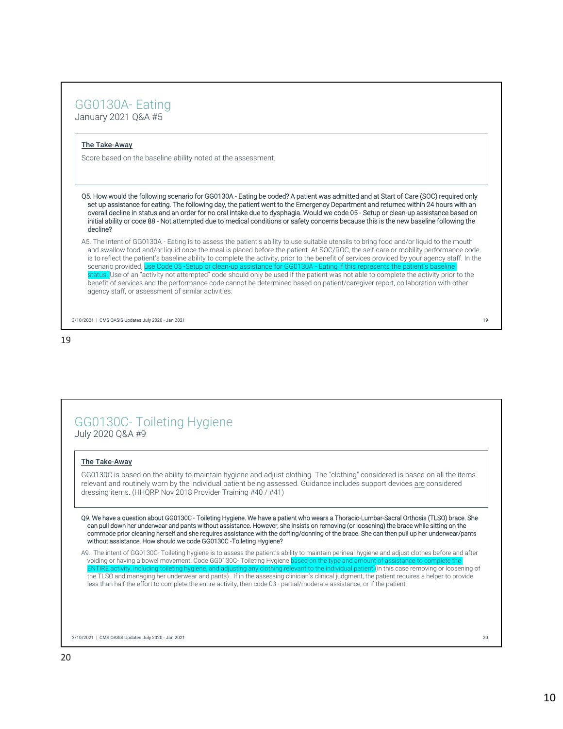## GG0130A- Eating

January 2021 Q&A #5

**The Take-Away**

Score based on the baseline ability noted at the assessment.

Q5. How would the following scenario for GG0130A - Eating be coded? A patient was admitted and at Start of Care (SOC) required only set up assistance for eating. The following day, the patient went to the Emergency Department and returned within 24 hours with an overall decline in status and an order for no oral intake due to dysphagia. Would we code 05 - Setup or clean-up assistance based on initial ability or code 88 - Not attempted due to medical conditions or safety concerns because this is the new baseline following the decline?

A5. The intent of GG0130A - Eating is to assess the patient's ability to use suitable utensils to bring food and/or liquid to the mouth and swallow food and/or liquid once the meal is placed before the patient. At SOC/ROC, the self-care or mobility performance code is to reflect the patient's baseline ability to complete the activity, prior to the benefit of services provided by your agency staff. In the scenario provided, use Code 05 -Setup or clean-up assistance for GG0130A - Eating if this represents the patient's baseline status. Use of an "activity not attempted" code should only be used if the patient was not able to complete the activity prior to the benefit of services and the performance code cannot be determined based on patient/caregiver report, collaboration with other agency staff, or assessment of similar activities.

## GG0130C- Toileting Hygiene

July 2020 Q&A #9

**The Take-Away**

GG0130C is based on the ability to maintain hygiene and adjust clothing. The "clothing" considered is based on all the items relevant and routinely worn by the individual patient being assessed. Guidance includes support devices are considered dressing items. (HHQRP Nov 2018 Provider Training #40 / #41)

Q9. We have a question about GG0130C - Toileting Hygiene. We have a patient who wears a Thoracic-Lumbar-Sacral Orthosis (TLSO) brace. She can pull down her underwear and pants without assistance. However, she insists on removing (or loosening) the brace while sitting on the commode prior cleaning herself and she requires assistance with the doffing/donning of the brace. She can then pull up her underwear/pants without assistance. How should we code GG0130C -Toileting Hygiene?

A9. The intent of GG0130C- Toileting hygiene is to assess the patient's ability to maintain perineal hygiene and adjust clothes before and after voiding or having a bowel movement. Code GG0130C- Toileting Hygiene based on the type and amount of assistance to complete the ENTIRE activity, including toileting hygiene, and adjusting any clothing relevant to the individual patient (in this case removing or loosening of the TLSO and managing her underwear and pants). If in the assessing clinician's clinical judgment, the patient requires a helper to provide less than half the effort to complete the entire activity, then code 03 - partial/moderate assistance, or if the patient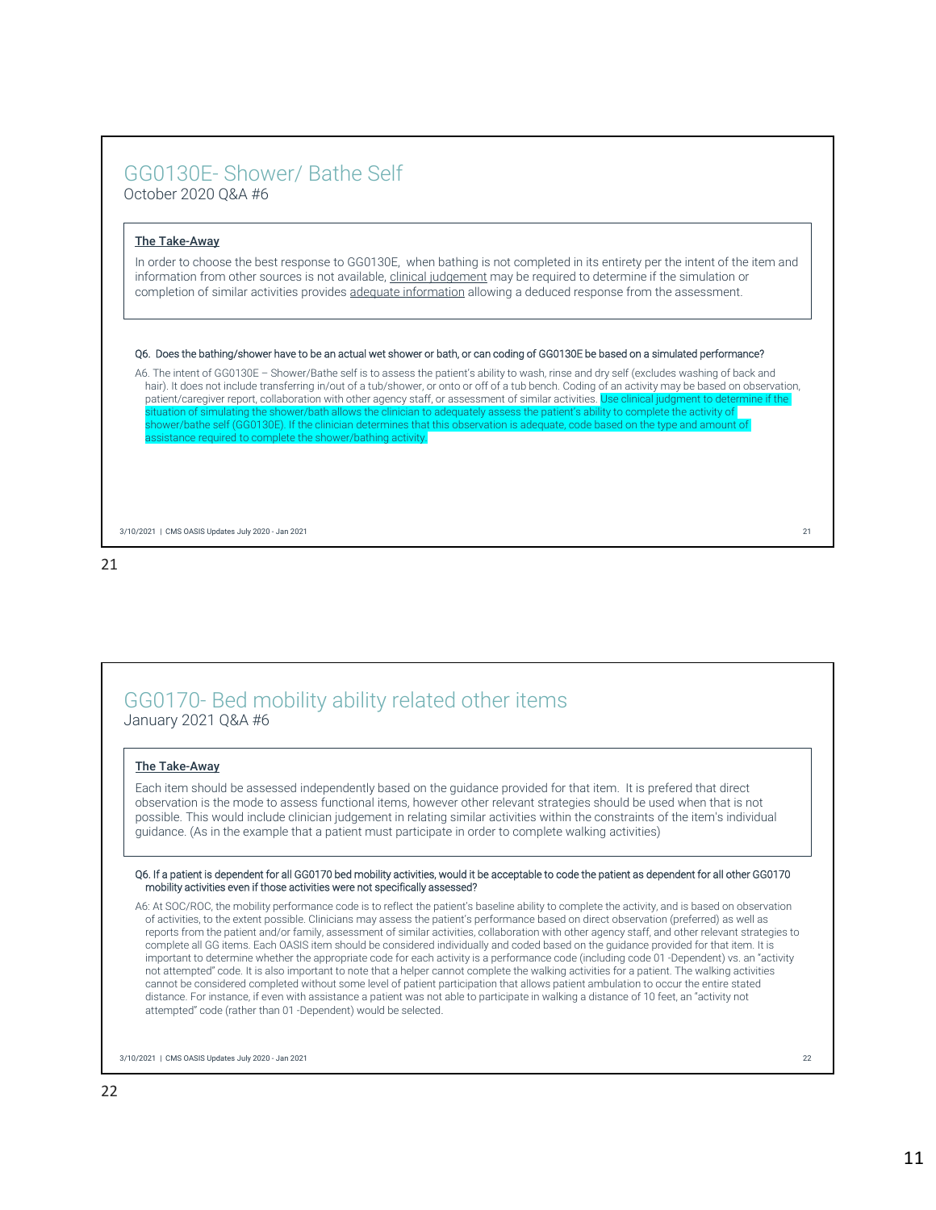## GG0130E- Shower/ Bathe Self

October 2020 Q&A #6

**The Take-Away**

In order to choose the best response to GG0130E, when bathing is not completed in its entirety per the intent of the item and information from other sources is not available, clinical judgement may be required to determine if the simulation or completion of similar activities provides adequate information allowing a deduced response from the assessment.

Q6. Does the bathing/shower have to be an actual wet shower or bath, or can coding of GG0130E be based on a simulated performance?

A6. The intent of GG0130E – Shower/Bathe self is to assess the patient's ability to wash, rinse and dry self (excludes washing of back and hair). It does not include transferring in/out of a tub/shower, or onto or off of a tub bench. Coding of an activity may be based on observation, patient/caregiver report, collaboration with other agency staff, or assessment of similar activities. Use clinical judgment to determine if the situation of simulating the shower/bath allows the clinician to adequately assess the patient's ability to complete the activity of shower/bathe self (GG0130E). If the clinician determines that this observation is adequate, code based on the type and amount of assistance required to complete the shower/bathing activity.

## GG0170- Bed mobility ability related other items

January 2021 Q&A #6

**The Take-Away**

Each item should be assessed independently based on the guidance provided for that item. It is prefered that direct observation is the mode to assess functional items, however other relevant strategies should be used when that is not possible. This would include clinician judgement in relating similar activities within the constraints of the item's individual guidance. (As in the example that a patient must participate in order to complete walking activities)

Q6. If a patient is dependent for all GG0170 bed mobility activities, would it be acceptable to code the patient as dependent for all other GG0170 mobility activities even if those activities were not specifically assessed?

A6: At SOC/ROC, the mobility performance code is to reflect the patient's baseline ability to complete the activity, and is based on observation of activities, to the extent possible. Clinicians may assess the patient's performance based on direct observation (preferred) as well as reports from the patient and/or family, assessment of similar activities, collaboration with other agency staff, and other relevant strategies to complete all GG items. Each OASIS item should be considered individually and coded based on the guidance provided for that item. It is important to determine whether the appropriate code for each activity is a performance code (including code 01 -Dependent) vs. an "activity not attempted" code. It is also important to note that a helper cannot complete the walking activities for a patient. The walking activities cannot be considered completed without some level of patient participation that allows patient ambulation to occur the entire stated distance. For instance, if even with assistance a patient was not able to participate in walking a distance of 10 feet, an "activity not attempted" code (rather than 01 -Dependent) would be selected.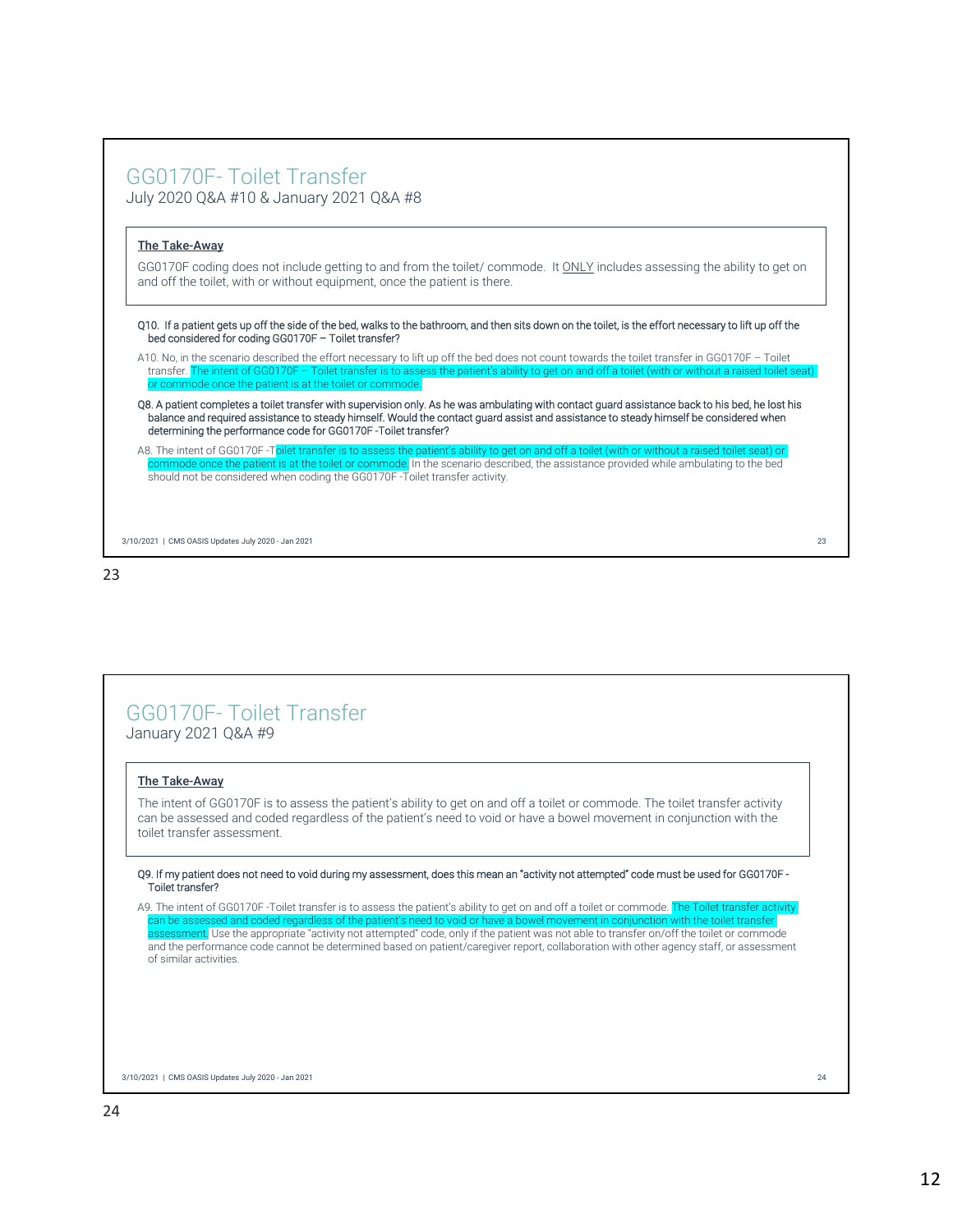## GG0170F- Toilet Transfer

July 2020 Q&A #10 & January 2021 Q&A #8

**The Take-Away**

GG0170F coding does not include getting to and from the toilet/ commode. It ONLY includes assessing the ability to get on and off the toilet, with or without equipment, once the patient is there.

Q10. If a patient gets up off the side of the bed, walks to the bathroom, and then sits down on the toilet, is the effort necessary to lift up off the bed considered for coding GG0170F – Toilet transfer?

A10. No, in the scenario described the effort necessary to lift up off the bed does not count towards the toilet transfer in GG0170F – Toilet transfer. The intent of GG0170F – Toilet transfer is to assess the patient's ability to get on and off a toilet (with or without a raised toilet seat) or commode once the patient is at the toilet or commode.

Q8. A patient completes a toilet transfer with supervision only. As he was ambulating with contact guard assistance back to his bed, he lost his balance and required assistance to steady himself. Would the contact guard assist and assistance to steady himself be considered when determining the performance code for GG0170F -Toilet transfer?

A8. The intent of GG0170F -Toilet transfer is to assess the patient's ability to get on and off a toilet (with or without a raised toilet seat) or commode once the patient is at the toilet or commode. In the scenario described, the assistance provided while ambulating to the bed should not be considered when coding the GG0170F -Toilet transfer activity.

## GG0170F- Toilet Transfer

January 2021 Q&A #9

**The Take-Away**

The intent of GG0170F is to assess the patient's ability to get on and off a toilet or commode. The toilet transfer activity can be assessed and coded regardless of the patient's need to void or have a bowel movement in conjunction with the toilet transfer assessment.

Q9. If my patient does not need to void during my assessment, does this mean an "activity not attempted" code must be used for GG0170F - Toilet transfer?

A9. The intent of GG0170F -Toilet transfer is to assess the patient's ability to get on and off a toilet or commode. The Toilet transfer activity can be assessed and coded regardless of the patient's need to void or have a bowel movement in conjunction with the toilet transfer assessment. Use the appropriate "activity not attempted" code, only if the patient was not able to transfer on/off the toilet or commode and the performance code cannot be determined based on patient/caregiver report, collaboration with other agency staff, or assessment of similar activities.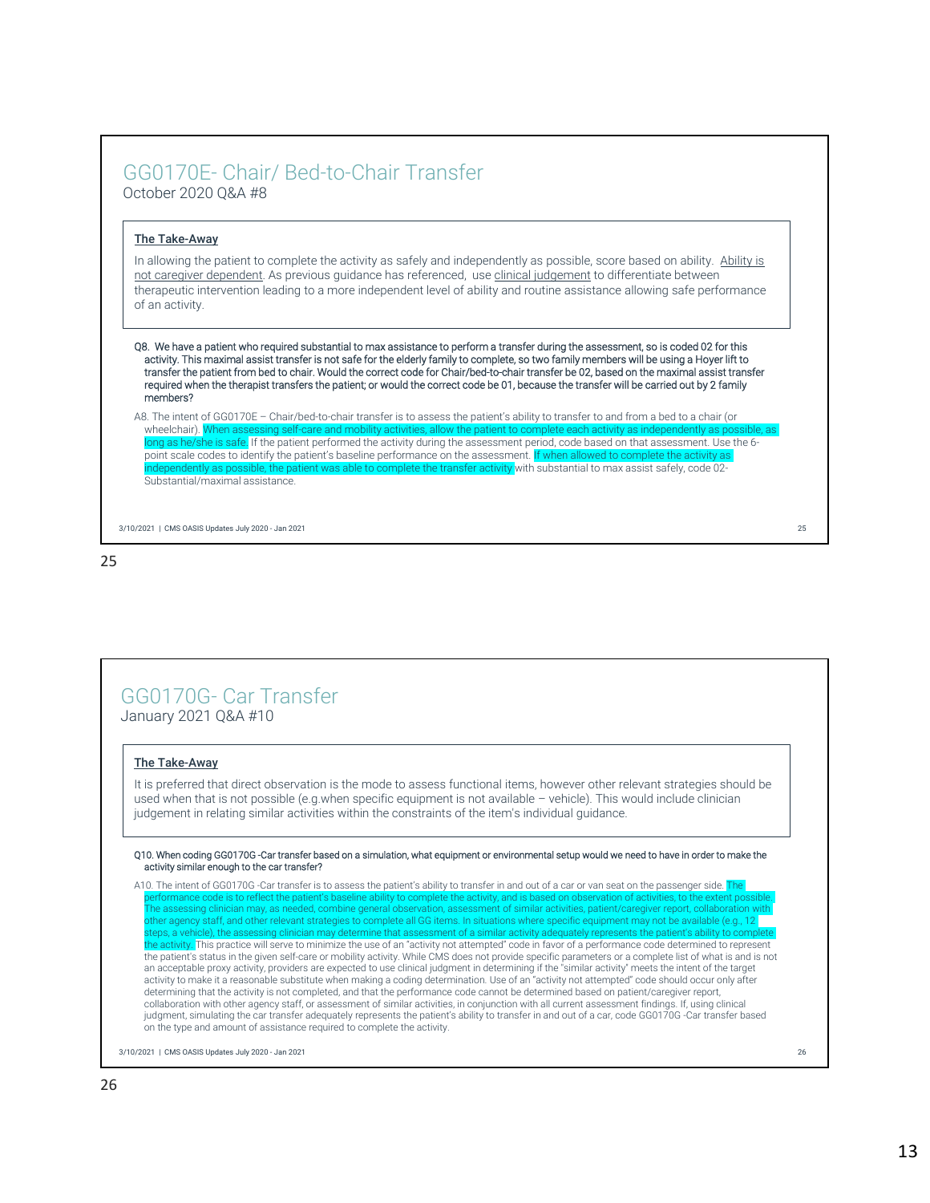## GG0170E- Chair/ Bed-to-Chair Transfer

October 2020 Q&A #8

**The Take-Away**

In allowing the patient to complete the activity as safely and independently as possible, score based on ability. Ability is not caregiver dependent. As previous guidance has referenced, use clinical judgement to differentiate between therapeutic intervention leading to a more independent level of ability and routine assistance allowing safe performance of an activity.

Q8. We have a patient who required substantial to max assistance to perform a transfer during the assessment, so is coded 02 for this activity. This maximal assist transfer is not safe for the elderly family to complete, so two family members will be using a Hoyer lift to transfer the patient from bed to chair. Would the correct code for Chair/bed-to-chair transfer be 02, based on the maximal assist transfer required when the therapist transfers the patient; or would the correct code be 01, because the transfer will be carried out by 2 family members?

A8. The intent of GG0170E – Chair/bed-to-chair transfer is to assess the patient's ability to transfer to and from a bed to a chair (or wheelchair). When assessing self-care and mobility activities, allow the patient to complete each activity as independently as possible, as long as he/she is safe. If the patient performed the activity during the assessment period, code based on that assessment. Use the 6-point scale codes to identify the patient's baseline performance on the assessment. If when allowed to complete the activity as independently as possible, the patient was able to complete the transfer activity with substantial to max assist safely, code 02-Substantial/maximal assistance.

## GG0170G- Car Transfer

January 2021 Q&A #10

**The Take-Away**

It is preferred that direct observation is the mode to assess functional items, however other relevant strategies should be used when that is not possible (e.g.when specific equipment is not available – vehicle). This would include clinician judgement in relating similar activities within the constraints of the item's individual guidance.

Q10. When coding GG0170G -Car transfer based on a simulation, what equipment or environmental setup would we need to have in order to make the activity similar enough to the car transfer?

A10. The intent of GG0170G -Car transfer is to assess the patient's ability to transfer in and out of a car or van seat on the passenger side. The performance code is to reflect the patient's baseline ability to complete the activity, and is based on observation of activities, to the extent possible. The assessing clinician may, as needed, combine general observation, assessment of similar activities, patient/caregiver report, collaboration with other agency staff, and other relevant strategies to complete all GG items. In situations where specific equipment may not be available (e.g., 12 steps, a vehicle), the assessing clinician may determine that assessment of a similar activity adequately represents the patient's ability to complete the activity. This practice will serve to minimize the use of an "activity not attempted" code in favor of a performance code determined to represent the patient's status in the given self-care or mobility activity. While CMS does not provide specific parameters or a complete list of what is and is not an acceptable proxy activity, providers are expected to use clinical judgment in determining if the "similar activity" meets the intent of the target activity to make it a reasonable substitute when making a coding determination. Use of an "activity not attempted" code should occur only after determining that the activity is not completed, and that the performance code cannot be determined based on patient/caregiver report, collaboration with other agency staff, or assessment of similar activities, in conjunction with all current assessment findings. If, using clinical judgment, simulating the car transfer adequately represents the patient's ability to transfer in and out of a car, code GG0170G -Car transfer based on the type and amount of assistance required to complete the activity.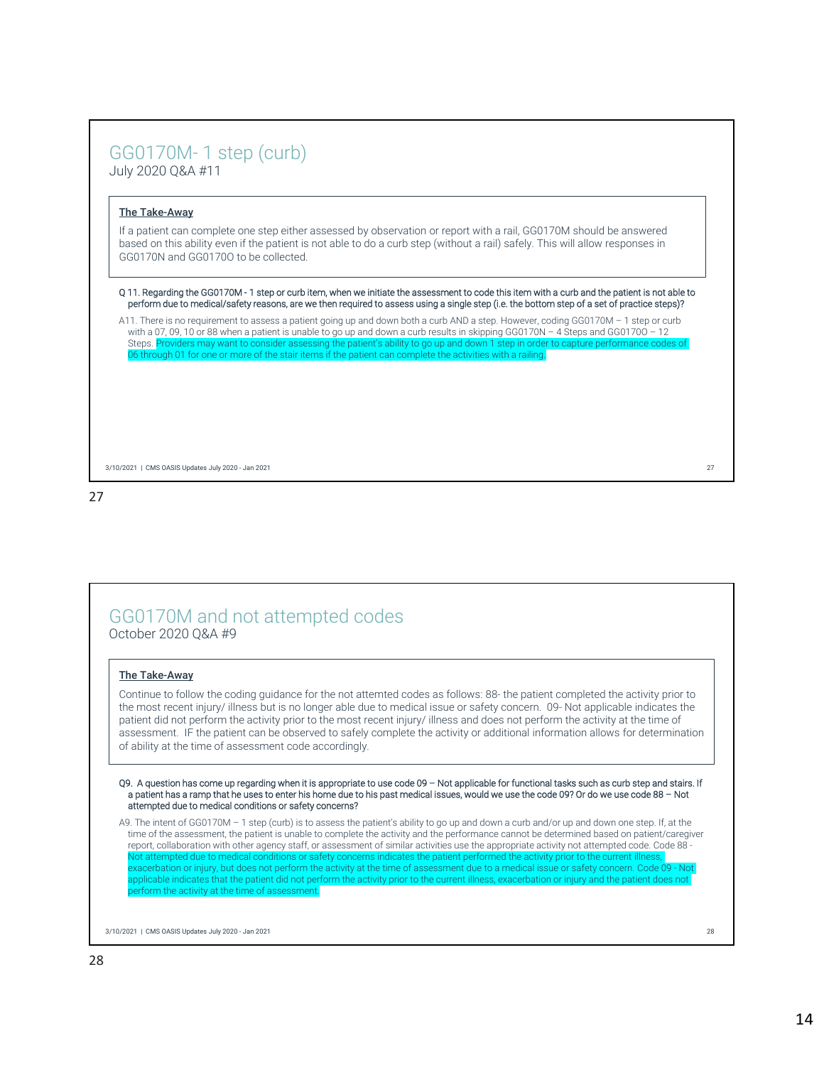## GG0170M- 1 step (curb)

July 2020 Q&A #11

**The Take-Away**

If a patient can complete one step either assessed by observation or report with a rail, GG0170M should be answered based on this ability even if the patient is not able to do a curb step (without a rail) safely. This will allow responses in GG0170N and GG0170O to be collected.

Q 11. Regarding the GG0170M - 1 step or curb item, when we initiate the assessment to code this item with a curb and the patient is not able to perform due to medical/safety reasons, are we then required to assess using a single step (i.e. the bottom step of a set of practice steps)?

A11. There is no requirement to assess a patient going up and down both a curb AND a step. However, coding GG0170M – 1 step or curb with a 07, 09, 10 or 88 when a patient is unable to go up and down a curb results in skipping GG0170N – 4 Steps and GG0170O – 12 Steps. Providers may want to consider assessing the patient's ability to go up and down 1 step in order to capture performance codes of 06 through 01 for one or more of the stair items if the patient can complete the activities with a railing.

## GG0170M and not attempted codes

October 2020 Q&A #9

**The Take-Away**

Continue to follow the coding guidance for the not attemted codes as follows: 88- the patient completed the activity prior to the most recent injury/ illness but is no longer able due to medical issue or safety concern. 09- Not applicable indicates the patient did not perform the activity prior to the most recent injury/ illness and does not perform the activity at the time of assessment. IF the patient can be observed to safely complete the activity or additional information allows for determination of ability at the time of assessment code accordingly.

Q9. A question has come up regarding when it is appropriate to use code 09 – Not applicable for functional tasks such as curb step and stairs. If a patient has a ramp that he uses to enter his home due to his past medical issues, would we use the code 09? Or do we use code 88 – Not attempted due to medical conditions or safety concerns?

A9. The intent of GG0170M – 1 step (curb) is to assess the patient's ability to go up and down a curb and/or up and down one step. If, at the time of the assessment, the patient is unable to complete the activity and the performance cannot be determined based on patient/caregiver report, collaboration with other agency staff, or assessment of similar activities use the appropriate activity not attempted code. Code 88 - Not attempted due to medical conditions or safety concerns indicates the patient performed the activity prior to the current illness, exacerbation or injury, but does not perform the activity at the time of assessment due to a medical issue or safety concern. Code 09 - Not applicable indicates that the patient did not perform the activity prior to the current illness, exacerbation or injury and the patient does not perform the activity at the time of assessment.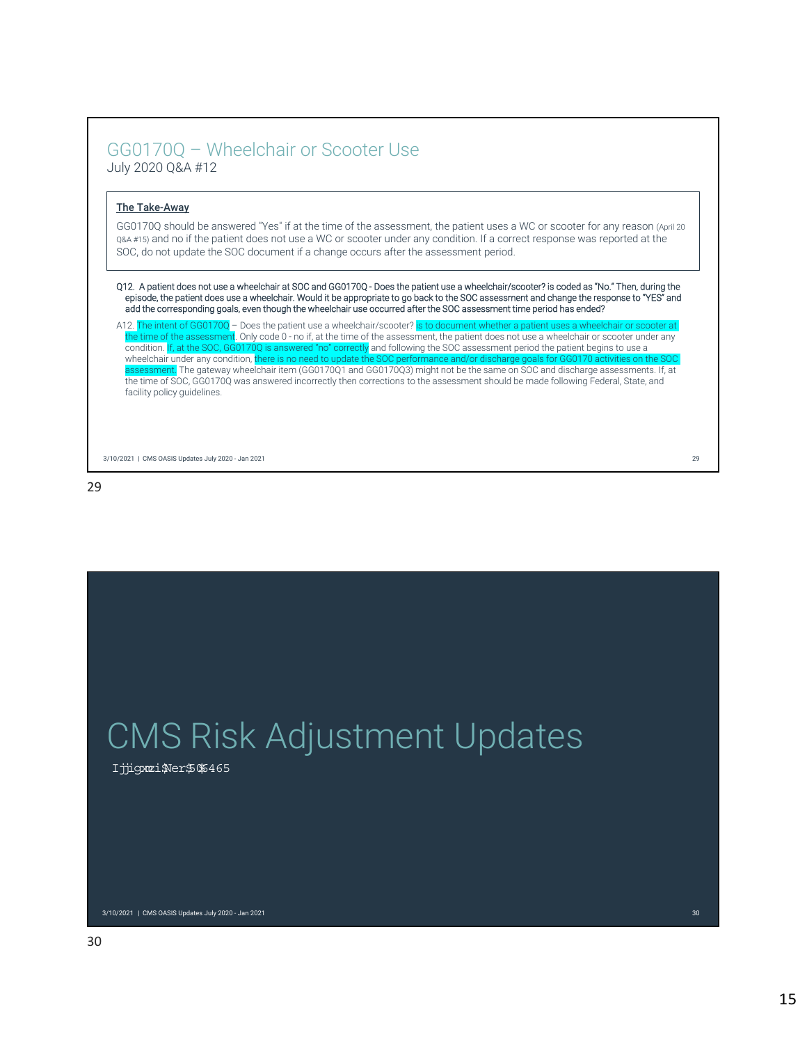## GG0170Q – Wheelchair or Scooter Use

July 2020 Q&A #12

**The Take-Away**

GG0170Q should be answered "Yes" if at the time of the assessment, the patient uses a WC or scooter for any reason (April 20 Q&A #15) and no if the patient does not use a WC or scooter under any condition. If a correct response was reported at the SOC, do not update the SOC document if a change occurs after the assessment period.

Q12. A patient does not use a wheelchair at SOC and GG0170Q - Does the patient use a wheelchair/scooter? is coded as "No." Then, during the episode, the patient does use a wheelchair. Would it be appropriate to go back to the SOC assessment and change the response to "YES" and add the corresponding goals, even though the wheelchair use occurred after the SOC assessment time period has ended?

A12. The intent of GG0170Q – Does the patient use a wheelchair/scooter? is to document whether a patient uses a wheelchair or scooter at the time of the assessment. Only code 0 - no if, at the time of the assessment, the patient does not use a wheelchair or scooter under any condition. If, at the SOC, GG0170Q is answered "no" correctly and following the SOC assessment period the patient begins to use a wheelchair under any condition, there is no need to update the SOC performance and/or discharge goals for GG0170 activities on the SOC assessment. The gateway wheelchair item (GG0170Q1 and GG0170Q3) might not be the same on SOC and discharge assessments. If, at the time of SOC, GG0170Q was answered incorrectly then corrections to the assessment should be made following Federal, State, and facility policy guidelines.

# CMS Risk Adjustment Updates

Ijjigxxi$Ner$$C$6465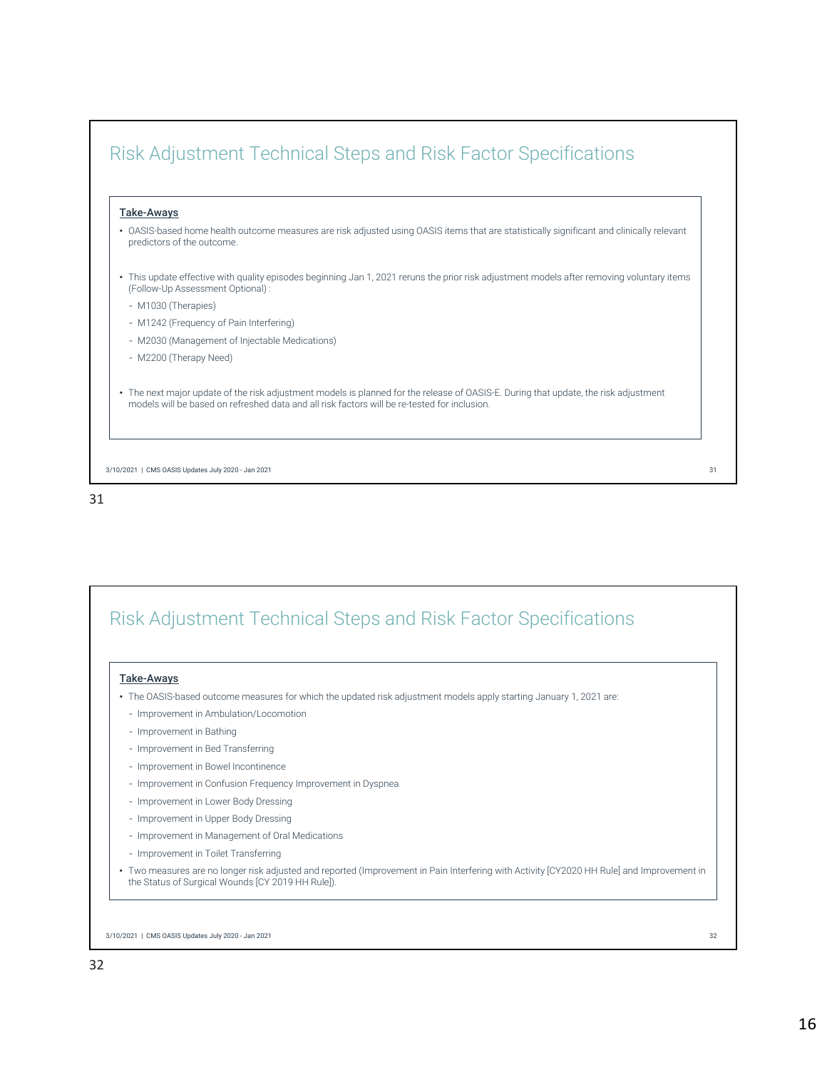## Risk Adjustment Technical Steps and Risk Factor Specifications

**Take-Aways**

- OASIS-based home health outcome measures are risk adjusted using OASIS items that are statistically significant and clinically relevant predictors of the outcome.
- This update effective with quality episodes beginning Jan 1, 2021 reruns the prior risk adjustment models after removing voluntary items (Follow-Up Assessment Optional) :
  - M1030 (Therapies)
  - M1242 (Frequency of Pain Interfering)
  - M2030 (Management of Injectable Medications)
  - M2200 (Therapy Need)
- The next major update of the risk adjustment models is planned for the release of OASIS-E. During that update, the risk adjustment models will be based on refreshed data and all risk factors will be re-tested for inclusion.

## Risk Adjustment Technical Steps and Risk Factor Specifications

**Take-Aways**

- The OASIS-based outcome measures for which the updated risk adjustment models apply starting January 1, 2021 are:
  - Improvement in Ambulation/Locomotion
  - Improvement in Bathing
  - Improvement in Bed Transferring
  - Improvement in Bowel Incontinence
  - Improvement in Confusion Frequency Improvement in Dyspnea
  - Improvement in Lower Body Dressing
  - Improvement in Upper Body Dressing
  - Improvement in Management of Oral Medications
  - Improvement in Toilet Transferring
- Two measures are no longer risk adjusted and reported (Improvement in Pain Interfering with Activity [CY2020 HH Rule] and Improvement in the Status of Surgical Wounds [CY 2019 HH Rule]).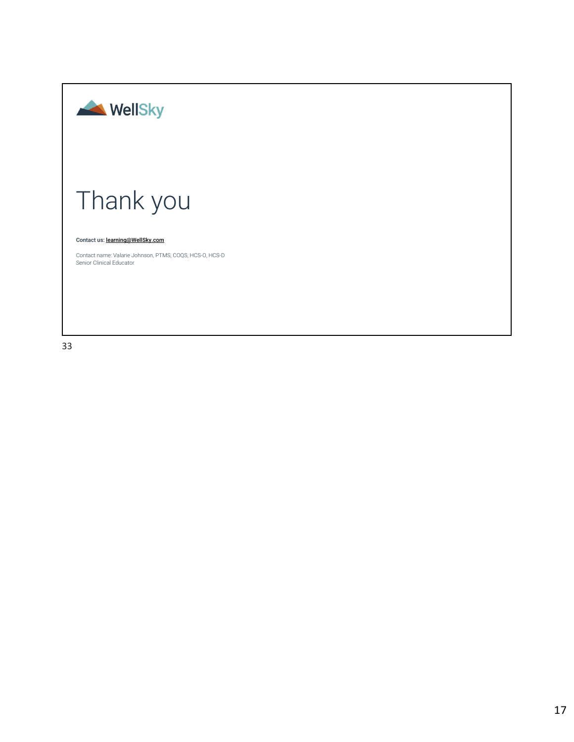WellSky

# Thank you

**Contact us:** learning@WellSky.com

Contact name: Valarie Johnson, PTMS, COQS, HCS-O, HCS-D
Senior Clinical Educator